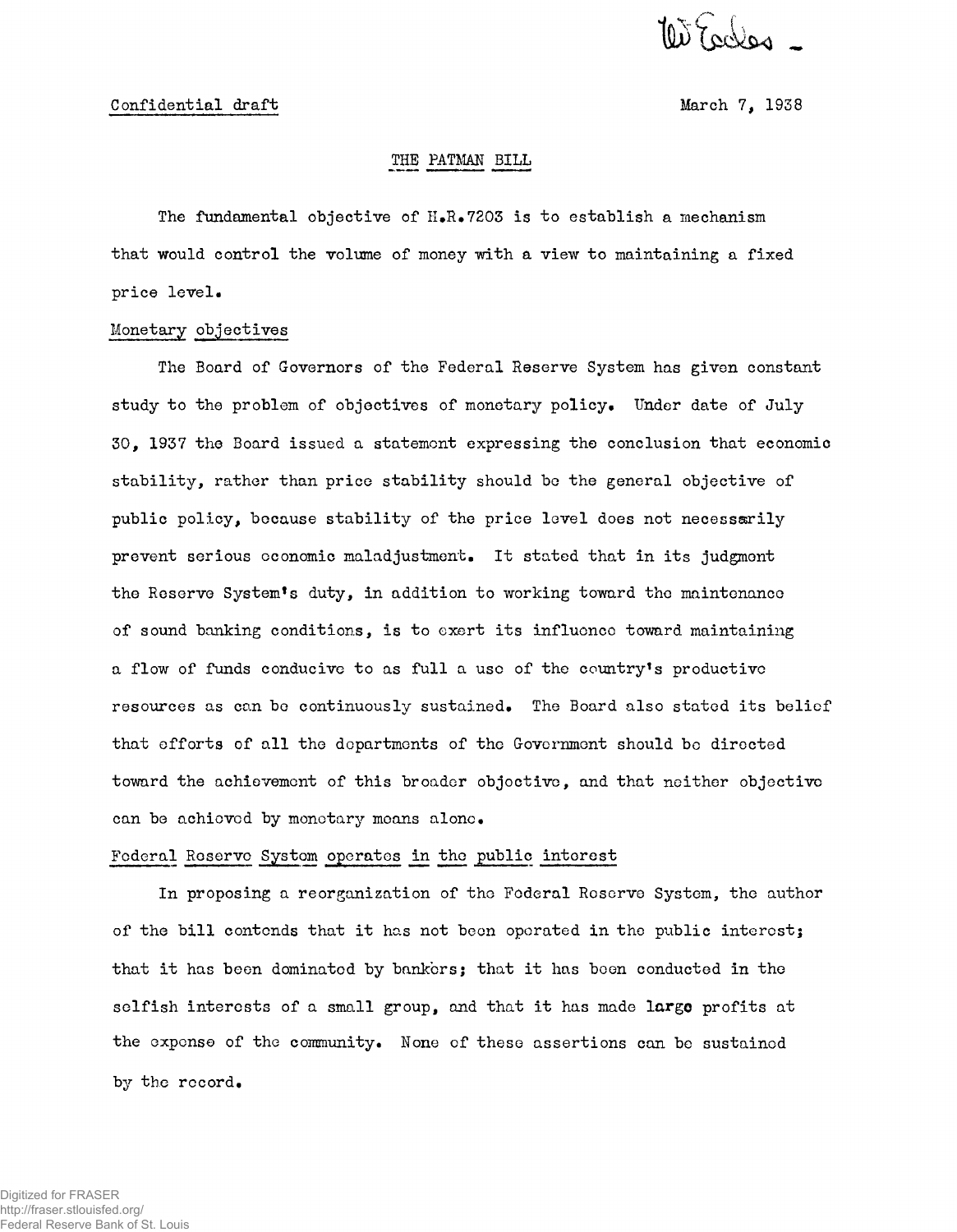W. Eccles -

Confidential draft

March 7, 1938

# THE PATMAN BILL

The fundamental objective of H.R.7203 is to establish a mechanism that would control the volume of money with a view to maintaining a fixed price level.

## Monetary objectives

The Board of Governors of the Federal Reserve System has given constant study to the problem of objectives of monetary policy. Under date of July 30, 1937 the Board issued a statement expressing the conclusion that economic stability, rather than price stability should be the general objective of public policy, because stability of the price level does not necessarily prevent serious economic maladjustment. It stated that in its judgment the Reserve System's duty, in addition to working toward the maintenance of sound banking conditions, is to exert its influence toward maintaining a flow of funds conducive to as full a use of the country's productive resources as can be continuously sustained. The Board also stated its belief that efforts of all the departments of the Government should be directed toward the achievement of this broader objective, and that neither objective can be achieved by monetary means alone.

## Federal Reserve System operates in the public interest

In proposing a reorganization of the Federal Reserve System, the author of the bill contends that it has not been operated in the public interest; that it has been dominated by bankers; that it has been conducted in the selfish interests of a small group, and that it has made large profits at the expense of the community. None of these assertions can be sustained by the record.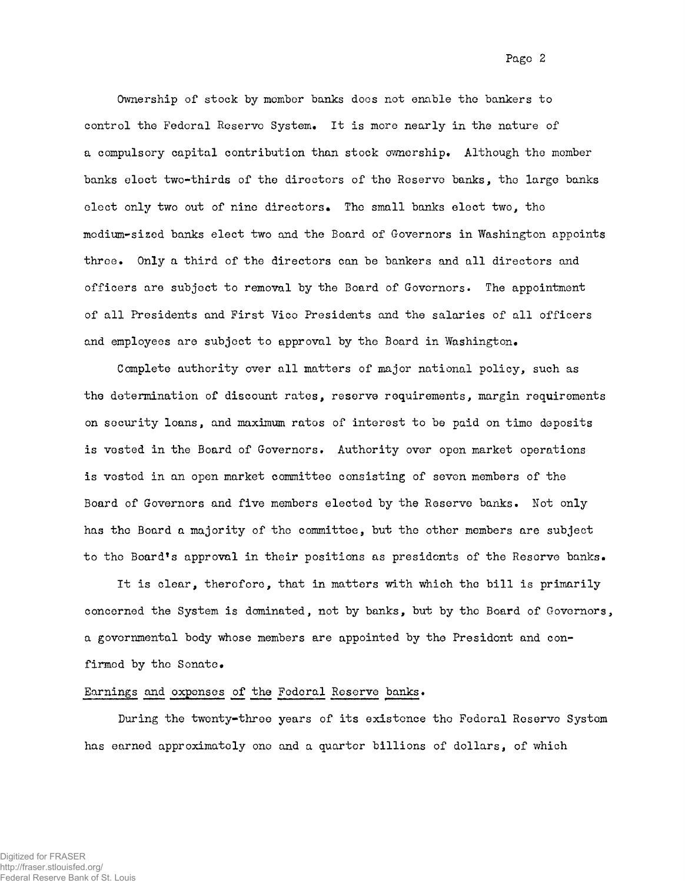Ownership of stock by member banks does not enable the bankers to control the Federal Reserve System. It is more nearly in the nature of a compulsory capital contribution than stock ownership. Although the member banks elect two-thirds of the directors of the Reserve banks, the large banks elect only two out of nine directors. The small banks elect two, the medium-sized banks elect two and the Board of Governors in Washington appoints three. Only a third of the directors can be bankers and all directors and officers are subject to removal by the Board of Governors. The appointment of all Presidents and First Vice Presidents and the salaries of all officers and employees are subject to approval by the Board in Washington.

Complete authority over all matters of major national policy, such as the determination of discount rates, reserve requirements, margin requirements on security loans, and maximum rates of interest to be paid on time deposits is vested in the Board of Governors. Authority over open market operations is vested in an open market committee consisting of seven members of the Board of Governors and five members elected by the Reserve banks. Not only has the Board a majority of the committee, but the other members are subject to the Board's approval in their positions as presidents of the Reserve banks.

It is clear, therefore, that in matters with which the bill is primarily concerned the System is dominated, not by banks, but by the Board of Governors, a governmental body whose members are appointed by the President and confirmed by the Senate.

Earnings and expenses of the Federal Reserve banks.

During the twenty-three years of its existence the Federal Reserve System has earned approximately one and a quarter billions of dollars, of which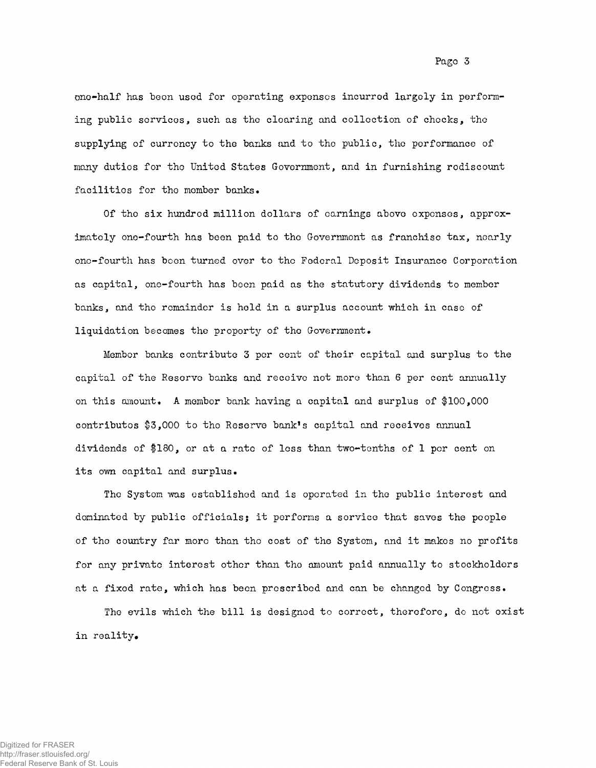one-half has been used for operating expenses incurred largely in performing public services, such as the clearing and collection of checks, the supplying of currency to the banks and to the public, the performance of many duties for the United States Government, and in furnishing rediscount facilities for the member banks.

Of the six hundred million dollars of earnings above expenses, approximately one-fourth has been paid to the Government as franchise tax, nearly one-fourth has been turned over to the Federal Deposit Insurance Corporation as capital, one-fourth has been paid as the statutory dividends to member banks, and the remainder is held in a surplus account which in case of liquidation becomes the property of the Government.

Member banks contribute 3 per cent of their capital and surplus to the capital of the Reserve banks and receive not more than 6 per cent annually on this amount. A member bank having a capital and surplus of $100,000 contributes $3,000 to the Reserve bank's capital and receives annual dividends of $180, or at a rate of less than two-tenths of 1 per cent on its own capital and surplus.

The System was established and is operated in the public interest and dominated by public officials; it performs a service that saves the people of the country far more than the cost of the System, and it makes no profits for any private interest other than the amount paid annually to stockholders at a fixed rate, which has been prescribed and can be changed by Congress.

The evils which the bill is designed to correct, therefore, do not exist in reality.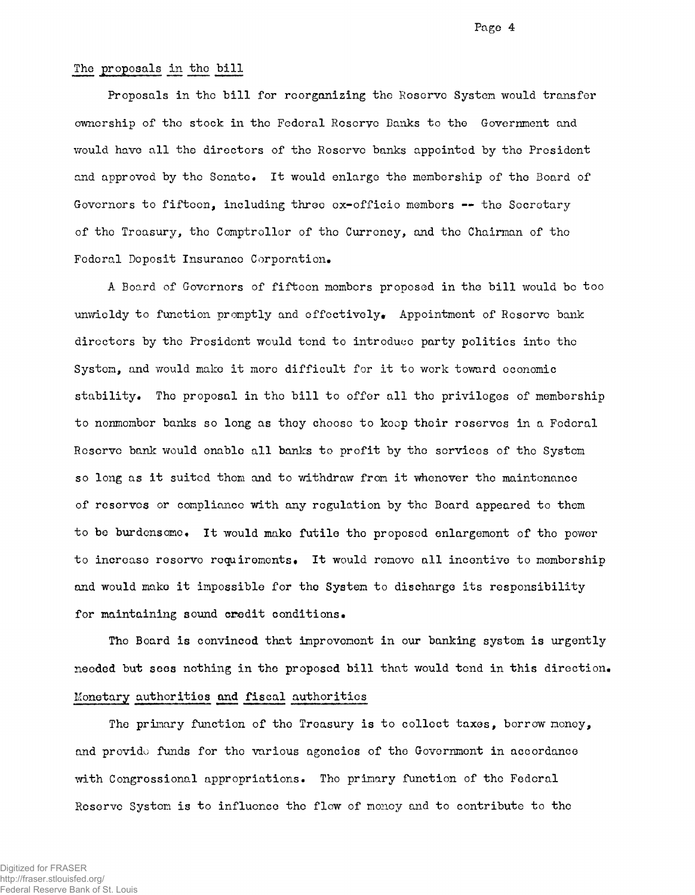## The proposals in the bill

Proposals in the bill for reorganizing the Reserve System would transfer ownership of the stock in the Federal Reserve Banks to the Government and would have all the directors of the Reserve banks appointed by the President and approved by the Senate. It would enlarge the membership of the Board of Governors to fifteen, including three ex-officio members -- the Secretary of the Treasury, the Comptroller of the Currency, and the Chairman of the Federal Deposit Insurance Corporation.

A Board of Governors of fifteen members proposed in the bill would be too unwieldy to function promptly and effectively. Appointment of Reserve bank directors by the President would tend to introduce party politics into the System, and would make it more difficult for it to work toward economic stability. The proposal in the bill to offer all the privileges of membership to nonmember banks so long as they choose to keep their reserves in a Federal Reserve bank would enable all banks to profit by the services of the System so long as it suited them and to withdraw from it whenever the maintenance of reserves or compliance with any regulation by the Board appeared to them to be burdensome. It would make futile the proposed enlargement of the power to increase reserve requirements. It would remove all incentive to membership and would make it impossible for the System to discharge its responsibility for maintaining sound credit conditions.

The Board is convinced that improvement in our banking system is urgently needed but sees nothing in the proposed bill that would tend in this direction.

## Monetary authorities and fiscal authorities

The primary function of the Treasury is to collect taxes, borrow money, and provide funds for the various agencies of the Government in accordance with Congressional appropriations. The primary function of the Federal Reserve System is to influence the flow of money and to contribute to the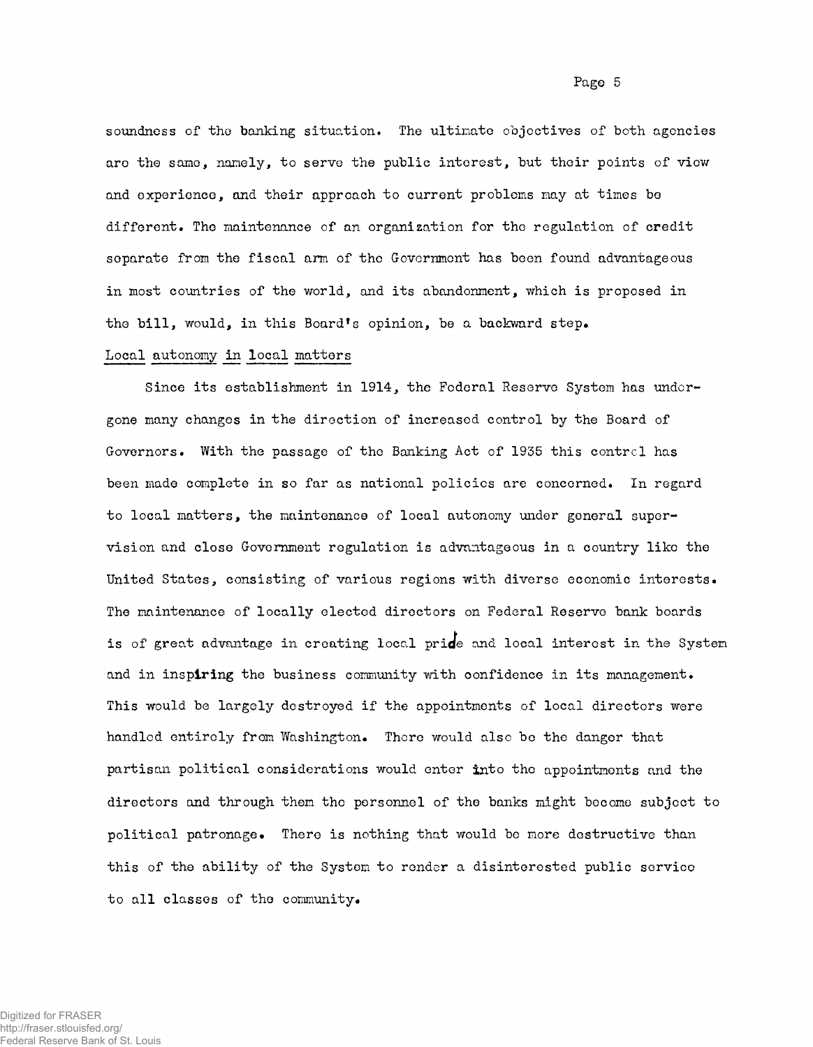soundness of the banking situation. The ultimate objectives of both agencies are the same, namely, to serve the public interest, but their points of view and experience, and their approach to current problems may at times be different. The maintenance of an organization for the regulation of credit separate from the fiscal arm of the Government has been found advantageous in most countries of the world, and its abandonment, which is proposed in the bill, would, in this Board's opinion, be a backward step.

Local autonomy in local matters

Since its establishment in 1914, the Federal Reserve System has undergone many changes in the direction of increased control by the Board of Governors. With the passage of the Banking Act of 1935 this control has been made complete in so far as national policies are concerned. In regard to local matters, the maintenance of local autonomy under general supervision and close Government regulation is advantageous in a country like the United States, consisting of various regions with diverse economic interests. The maintenance of locally elected directors on Federal Reserve bank boards is of great advantage in creating local pride and local interest in the System and in inspiring the business community with confidence in its management. This would be largely destroyed if the appointments of local directors were handled entirely from Washington. There would also be the danger that partisan political considerations would enter into the appointments and the directors and through them the personnel of the banks might become subject to political patronage. There is nothing that would be more destructive than this of the ability of the System to render a disinterested public service to all classes of the community.